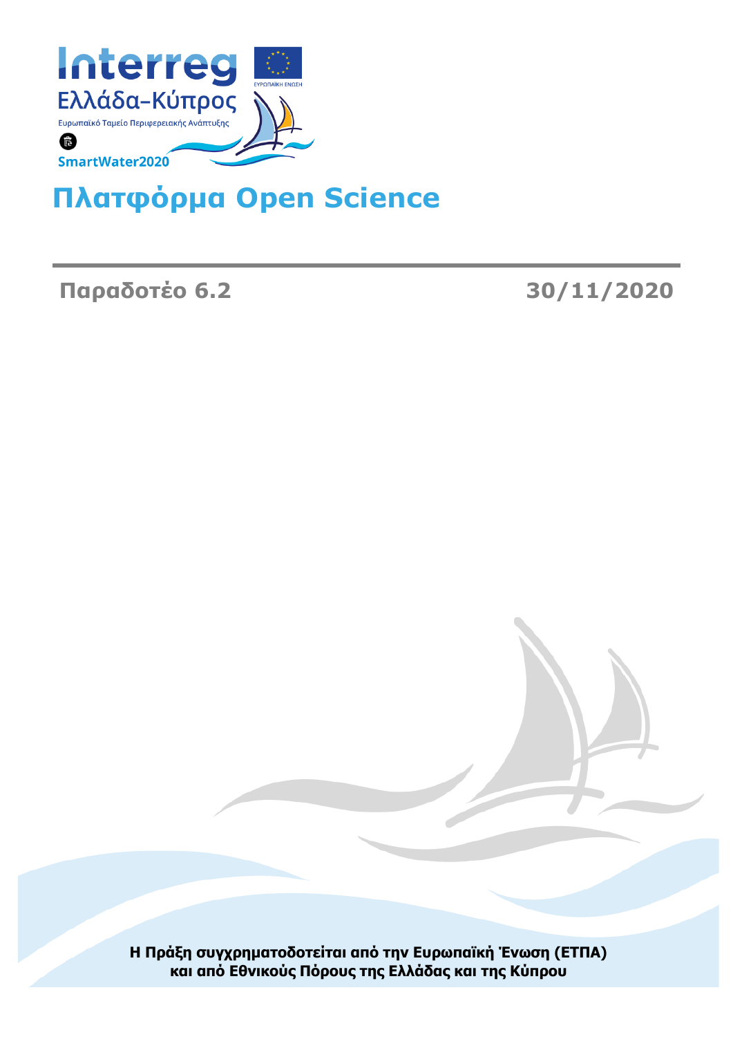Interreg
Ελλάδα-Κύπρος
Ευρωπαϊκό Ταμείο Περιφερειακής Ανάπτυξης

ΕΥΡΩΠΑΪΚΗ ΕΝΩΣΗ

SmartWater2020

# Πλατφόρμα Open Science

**Παραδοτέο 6.2** **30/11/2020**

**Η Πράξη συγχρηματοδοτείται από την Ευρωπαϊκή Ένωση (ΕΤΠΑ) και από Εθνικούς Πόρους της Ελλάδας και της Κύπρου**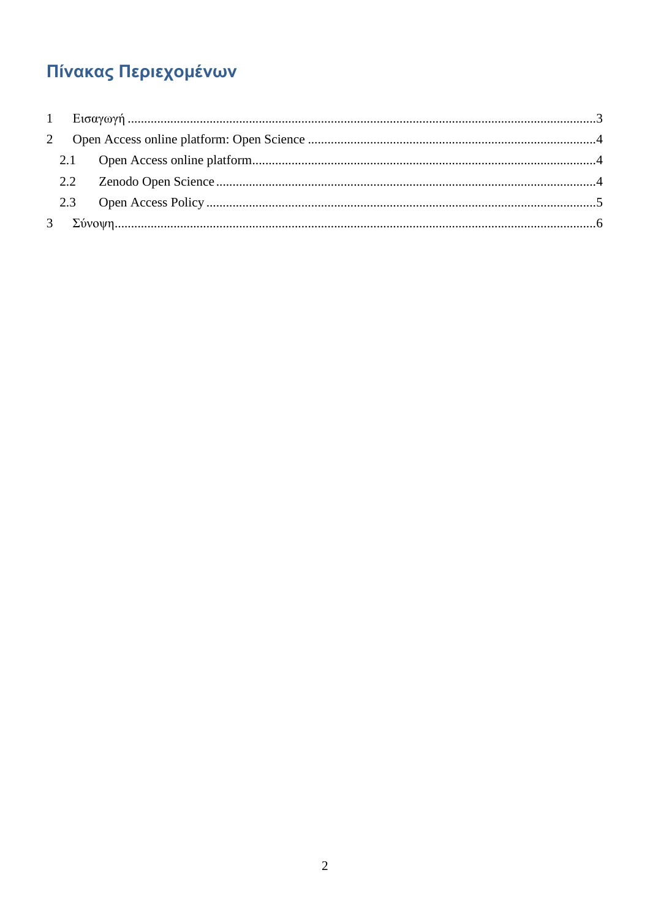# Πίνακας Περιεχομένων

1 Εισαγωγή ........................................................................................................................3

2 Open Access online platform: Open Science ........................................................................4

- 2.1 Open Access online platform.....................................................................................4
- 2.2 Zenodo Open Science ...............................................................................................4
- 2.3 Open Access Policy ....................................................................................................5

3 Σύνοψη.............................................................................................................................6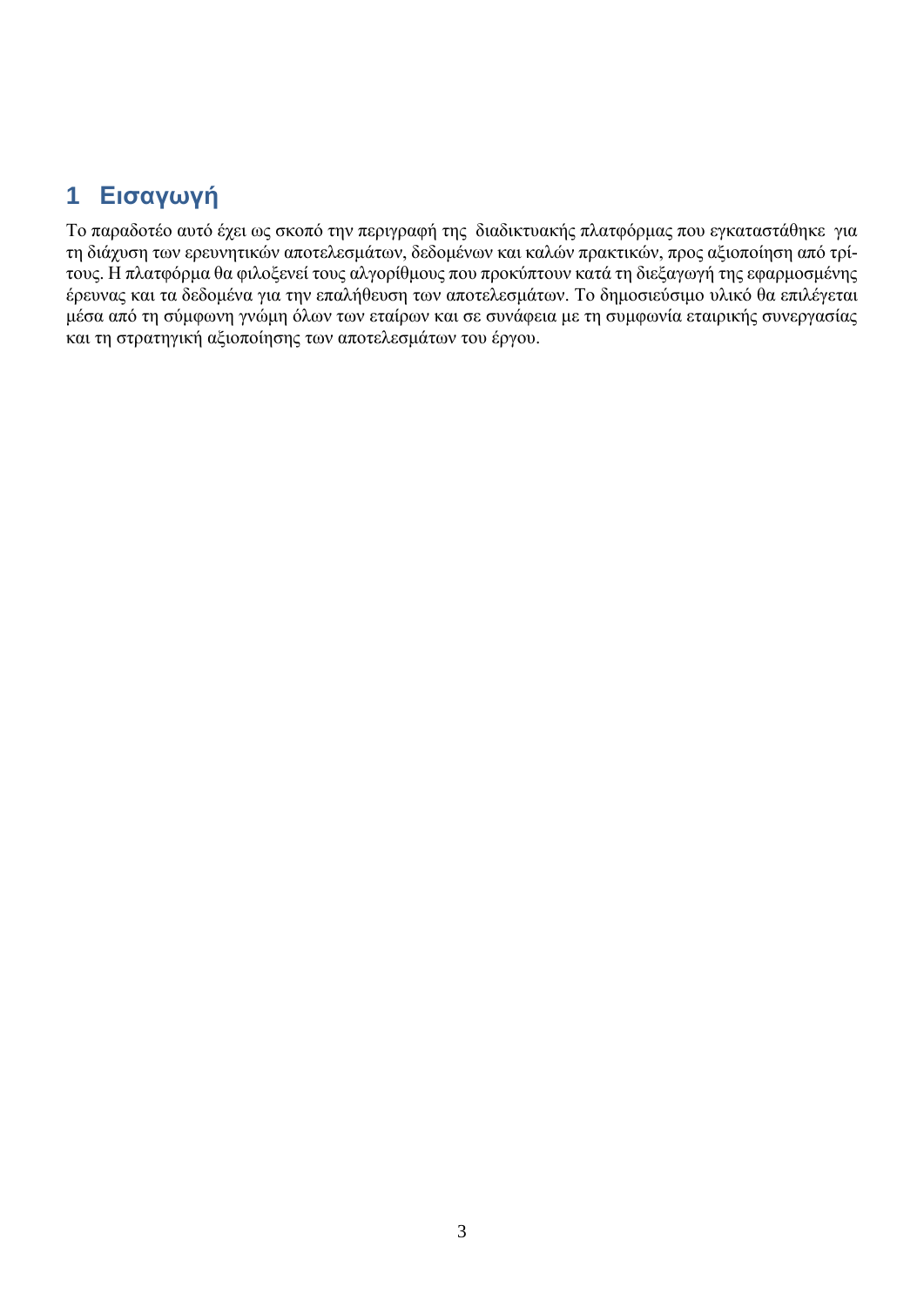# 1 Εισαγωγή

Το παραδοτέο αυτό έχει ως σκοπό την περιγραφή της διαδικτυακής πλατφόρμας που εγκαταστάθηκε για τη διάχυση των ερευνητικών αποτελεσμάτων, δεδομένων και καλών πρακτικών, προς αξιοποίηση από τρίτους. Η πλατφόρμα θα φιλοξενεί τους αλγορίθμους που προκύπτουν κατά τη διεξαγωγή της εφαρμοσμένης έρευνας και τα δεδομένα για την επαλήθευση των αποτελεσμάτων. Το δημοσιεύσιμο υλικό θα επιλέγεται μέσα από τη σύμφωνη γνώμη όλων των εταίρων και σε συνάφεια με τη συμφωνία εταιρικής συνεργασίας και τη στρατηγική αξιοποίησης των αποτελεσμάτων του έργου.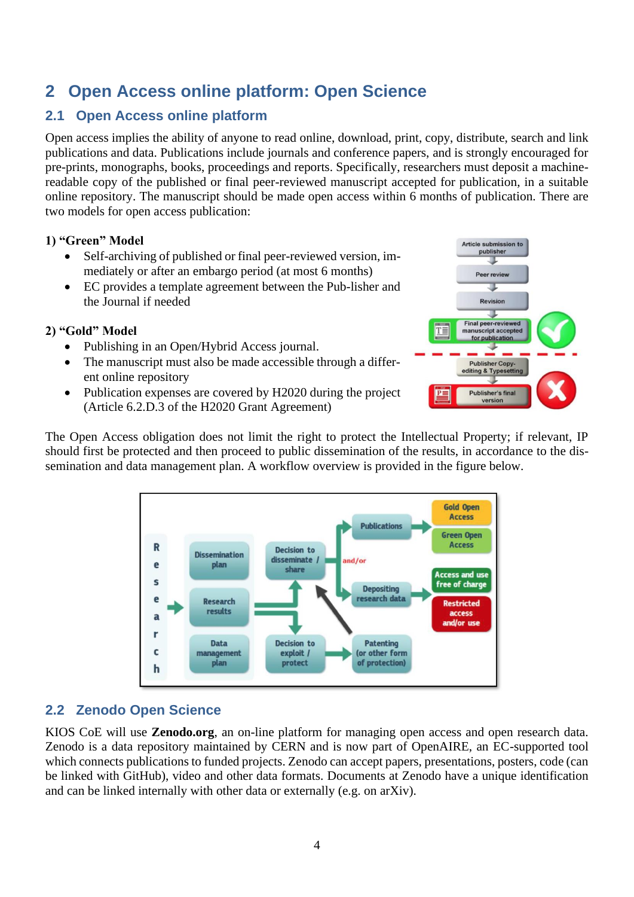# 2 Open Access online platform: Open Science

## 2.1 Open Access online platform

Open access implies the ability of anyone to read online, download, print, copy, distribute, search and link publications and data. Publications include journals and conference papers, and is strongly encouraged for pre-prints, monographs, books, proceedings and reports. Specifically, researchers must deposit a machine-readable copy of the published or final peer-reviewed manuscript accepted for publication, in a suitable online repository. The manuscript should be made open access within 6 months of publication. There are two models for open access publication:

**1) "Green" Model**

- Self-archiving of published or final peer-reviewed version, immediately or after an embargo period (at most 6 months)
- EC provides a template agreement between the Pub-lisher and the Journal if needed

**2) "Gold" Model**

- Publishing in an Open/Hybrid Access journal.
- The manuscript must also be made accessible through a different online repository
- Publication expenses are covered by H2020 during the project (Article 6.2.D.3 of the H2020 Grant Agreement)

The Open Access obligation does not limit the right to protect the Intellectual Property; if relevant, IP should first be protected and then proceed to public dissemination of the results, in accordance to the dissemination and data management plan. A workflow overview is provided in the figure below.

## 2.2 Zenodo Open Science

KIOS CoE will use **Zenodo.org**, an on-line platform for managing open access and open research data. Zenodo is a data repository maintained by CERN and is now part of OpenAIRE, an EC-supported tool which connects publications to funded projects. Zenodo can accept papers, presentations, posters, code (can be linked with GitHub), video and other data formats. Documents at Zenodo have a unique identification and can be linked internally with other data or externally (e.g. on arXiv).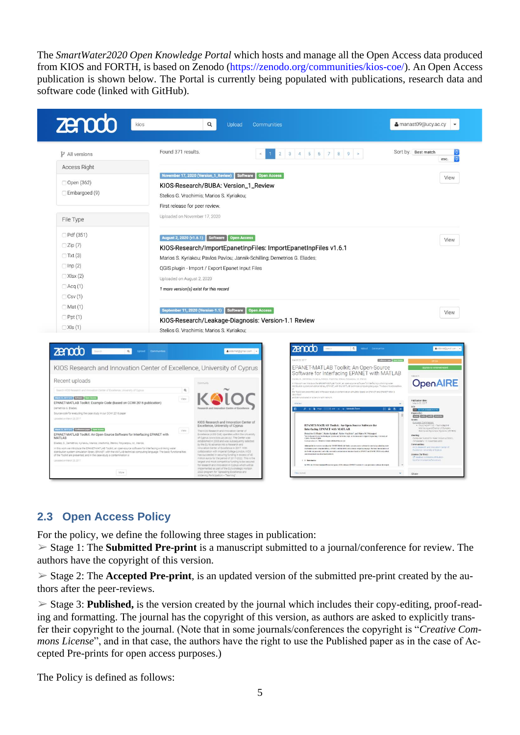The *SmartWater2020 Open Knowledge Portal* which hosts and manage all the Open Access data produced from KIOS and FORTH, is based on Zenodo (https://zenodo.org/communities/kios-coe/). An Open Access publication is shown below. The Portal is currently being populated with publications, research data and software code (linked with GitHub).

## 2.3 Open Access Policy

For the policy, we define the following three stages in publication:

➢ Stage 1: The **Submitted Pre-print** is a manuscript submitted to a journal/conference for review. The authors have the copyright of this version.

➢ Stage 2: The **Accepted Pre-print**, is an updated version of the submitted pre-print created by the authors after the peer-reviews.

➢ Stage 3: **Published,** is the version created by the journal which includes their copy-editing, proof-reading and formatting. The journal has the copyright of this version, as authors are asked to explicitly transfer their copyright to the journal. (Note that in some journals/conferences the copyright is "*Creative Commons License*", and in that case, the authors have the right to use the Published paper as in the case of Accepted Pre-prints for open access purposes.)

The Policy is defined as follows: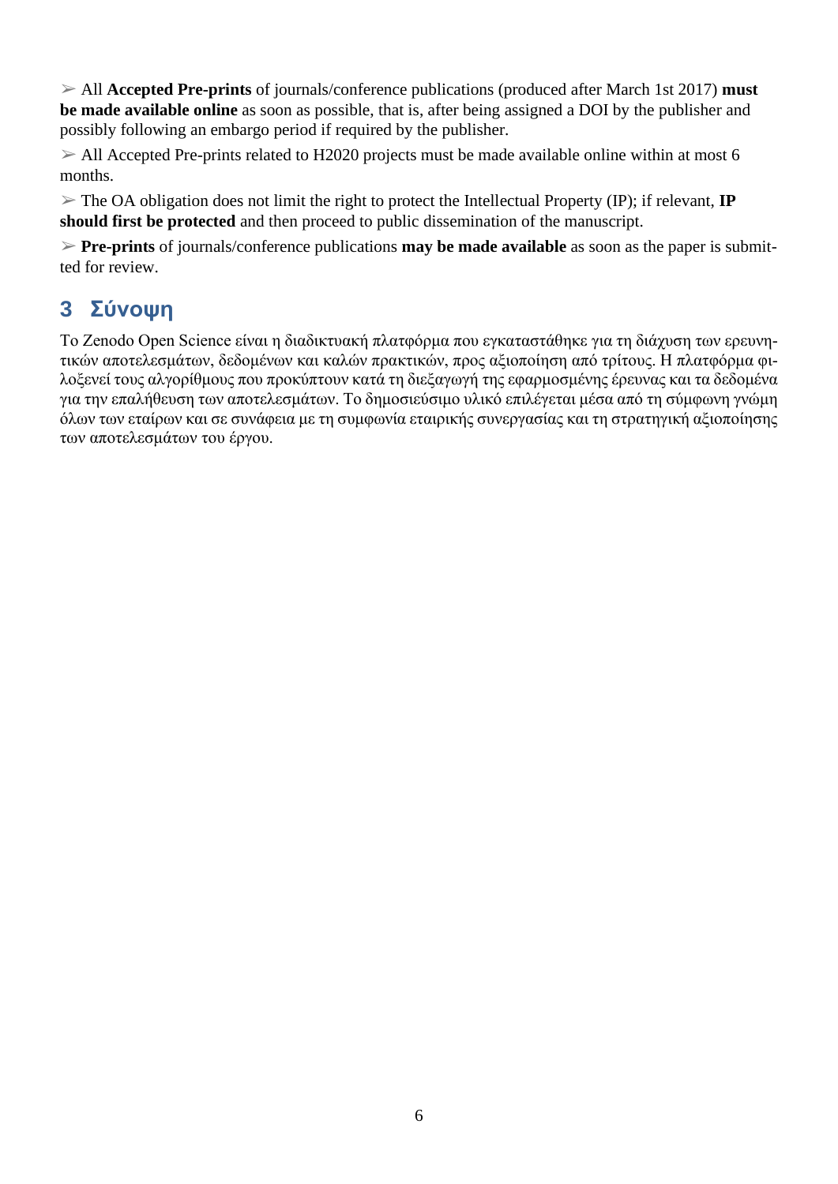➢ All **Accepted Pre-prints** of journals/conference publications (produced after March 1st 2017) **must be made available online** as soon as possible, that is, after being assigned a DOI by the publisher and possibly following an embargo period if required by the publisher.

➢ All Accepted Pre-prints related to H2020 projects must be made available online within at most 6 months.

➢ The OA obligation does not limit the right to protect the Intellectual Property (IP); if relevant, **IP should first be protected** and then proceed to public dissemination of the manuscript.

➢ **Pre-prints** of journals/conference publications **may be made available** as soon as the paper is submitted for review.

## 3 Σύνοψη

Το Zenodo Open Science είναι η διαδικτυακή πλατφόρμα που εγκαταστάθηκε για τη διάχυση των ερευνητικών αποτελεσμάτων, δεδομένων και καλών πρακτικών, προς αξιοποίηση από τρίτους. Η πλατφόρμα φιλοξενεί τους αλγορίθμους που προκύπτουν κατά τη διεξαγωγή της εφαρμοσμένης έρευνας και τα δεδομένα για την επαλήθευση των αποτελεσμάτων. Το δημοσιεύσιμο υλικό επιλέγεται μέσα από τη σύμφωνη γνώμη όλων των εταίρων και σε συνάφεια με τη συμφωνία εταιρικής συνεργασίας και τη στρατηγική αξιοποίησης των αποτελεσμάτων του έργου.